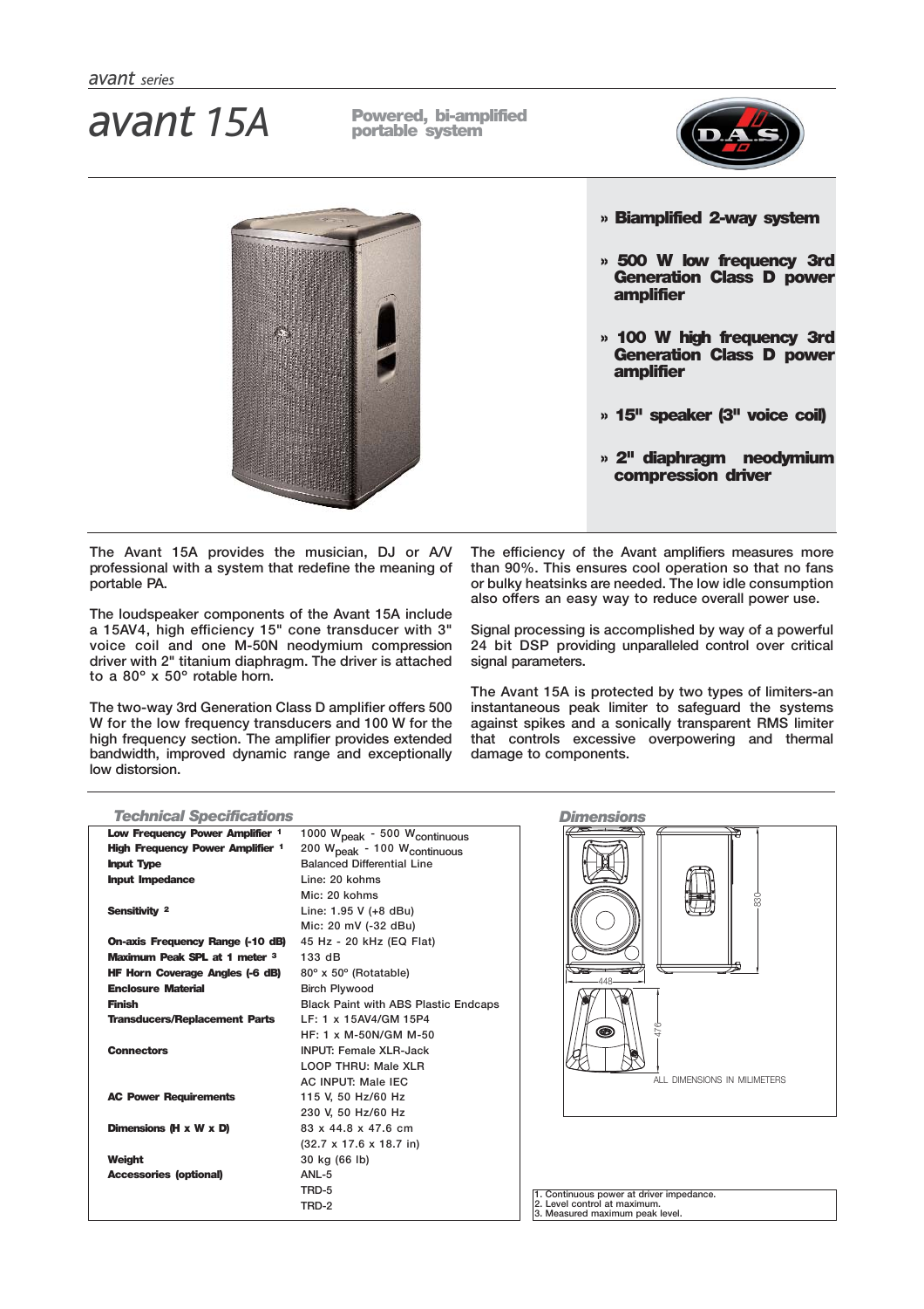*avant series*

# avant 15A

**Powered, bi-amplified portable system**

- **Biamplified 2-way system**
- **500 W low frequency 3rd Generation Class D power amplifier**
- **100 W high frequency 3rd Generation Class D power amplifier**
- **15" speaker (3" voice coil)**
- **2" diaphragm neodymium compression driver**

The Avant 15A provides the musician, DJ or A/V professional with a system that redefine the meaning of portable PA.

The loudspeaker components of the Avant 15A include a 15AV4, high efficiency 15" cone transducer with 3" voice coil and one M-50N neodymium compression driver with 2" titanium diaphragm. The driver is attached to a 80º x 50º rotable horn.

The two-way 3rd Generation Class D amplifier offers 500 W for the low frequency transducers and 100 W for the high frequency section. The amplifier provides extended bandwidth, improved dynamic range and exceptionally low distortion.

The efficiency of the Avant amplifiers measures more than 90%. This ensures cool operation so that no fans or bulky heatsinks are needed. The low idle consumption also offers an easy way to reduce overall power use.

Signal processing is accomplished by way of a powerful 24 bit DSP providing unparalleled control over critical signal parameters.

The Avant 15A is protected by two types of limiters-an instantaneous peak limiter to safeguard the systems against spikes and a sonically transparent RMS limiter that controls excessive overpowering and thermal damage to components.

## Technical Specifications

| | |
|---|---|
| **Low Frequency Power Amplifier** [1] | 1000 $W_{peak}$ - 500 $W_{continuous}$ |
| **High Frequency Power Amplifier** [1] | 200 $W_{peak}$ - 100 $W_{continuous}$ |
| **Input Type** | Balanced Differential Line |
| **Input Impedance** | Line: 20 kohms<br>Mic: 20 kohms |
| **Sensitivity** [2] | Line: 1.95 V (+8 dBu)<br>Mic: 20 mV (-32 dBu) |
| **On-axis Frequency Range (-10 dB)** | 45 Hz - 20 kHz (EQ Flat) |
| **Maximum Peak SPL at 1 meter** [3] | 133 dB |
| **HF Horn Coverage Angles (-6 dB)** | 80º x 50º (Rotatable) |
| **Enclosure Material** | Birch Plywood |
| **Finish** | Black Paint with ABS Plastic Endcaps |
| **Transducers/Replacement Parts** | LF: 1 x 15AV4/GM 15P4<br>HF: 1 x M-50N/GM M-50 |
| **Connectors** | INPUT: Female XLR-Jack<br>LOOP THRU: Male XLR<br>AC INPUT: Male IEC |
| **AC Power Requirements** | 115 V, 50 Hz/60 Hz<br>230 V, 50 Hz/60 Hz |
| **Dimensions (H x W x D)** | 83 x 44.8 x 47.6 cm<br>(32.7 x 17.6 x 18.7 in) |
| **Weight** | 30 kg (66 lb) |
| **Accessories (optional)** | ANL-5<br>TRD-5<br>TRD-2 |

## Dimensions

830

448

476

ALL DIMENSIONS IN MILIMETERS

1. Continuous power at driver impedance.
2. Level control at maximum.
3. Measured maximum peak level.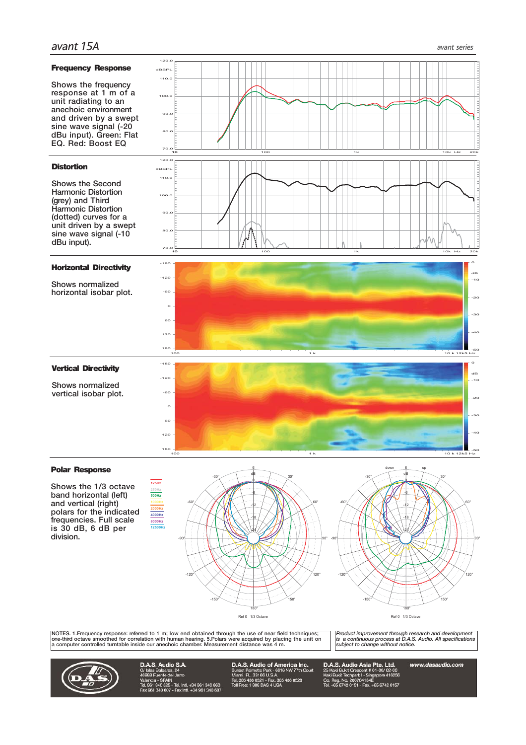## avant 15A

### Frequency Response

Shows the frequency response at 1 m of a unit radiating to an anechoic environment and driven by a swept sine wave signal (-20 dBu input). Green: Flat EQ. Red: Boost EQ

120.0
dBSPL
110.0
100.0
90.0
80.0
70.0
10
100
1k
10k Hz
20k

### Distortion

Shows the Second Harmonic Distortion (grey) and Third Harmonic Distortion (dotted) curves for a unit driven by a swept sine wave signal (-10 dBu input).

120.0
dBSPL
110.0
100.0
90.0
80.0
70.0
10
100
1k
10k Hz
20k

### Horizontal Directivity

Shows normalized horizontal isobar plot.

-180
-120
-60
0
60
120
180
100
1 k
10 k 12k5 Hz
0
dB
-10
-20
-30
-40
-50

### Vertical Directivity

Shows normalized vertical isobar plot.

-180
-120
-60
0
60
120
180
100
1 k
10 k 12k5 Hz
0
dB
-10
-20
-30
-40
-50

### Polar Response

Shows the 1/3 octave band horizontal (left) and vertical (right) polars for the indicated frequencies. Full scale is 30 dB, 6 dB per division.

125Hz
250Hz
500Hz
1000Hz
2000Hz
4000Hz
8000Hz
12500Hz

6
dB
-6
-12
-18
-24
-30°
30°
-60°
60°
-90°
90°
-120°
120°
-150°
150°
180°
Ref 0 1/3 Octave

down
up
6
dB
-6
-12
-18
-24
-30°
30°
-60°
60°
-90°
90°
-120°
120°
-150°
150°
180°
Ref 0 1/3 Octave

NOTES. 1.Frequency response: referred to 1 m; low end obtained through the use of near field techniques; one-third octave smoothed for correlation with human hearing. 5.Polars were acquired by placing the unit on a computer controlled turntable inside our anechoic chamber. Measurement distance was 4 m.

*Product improvement through research and development is a continuous process at D.A.S. Audio. All specifications subject to change without notice.*

**D.A.S. Audio S.A.**
C/ Islas Baleares, 24
46988 Fuente del Jarro
Valencia - SPAIN
Tel. 961 340 525 - Tel. Intl. +34 961 340 860
Fax 961 340 607 - Fax Intl. +34 961 340 607

**D.A.S. Audio of America Inc.**
Sunset Palmetto Park - 6816 NW 77th Court
Miami, FL. 33166 U.S.A.
Tel. 305 436 0521 - Fax. 305 436 0528
Toll Free: 1 888 DAS 4 USA

**D.A.S. Audio Asia Pte. Ltd.**
25 Kaki Bukit Crescent # 01-00/ 02-00
Kaki Bukit Techpark I - Singapore 416256
Co. Reg. No. 200704134E
Tel. +65 6742 0151 - Fax. +65 6742 0157

www.dasaudio.com